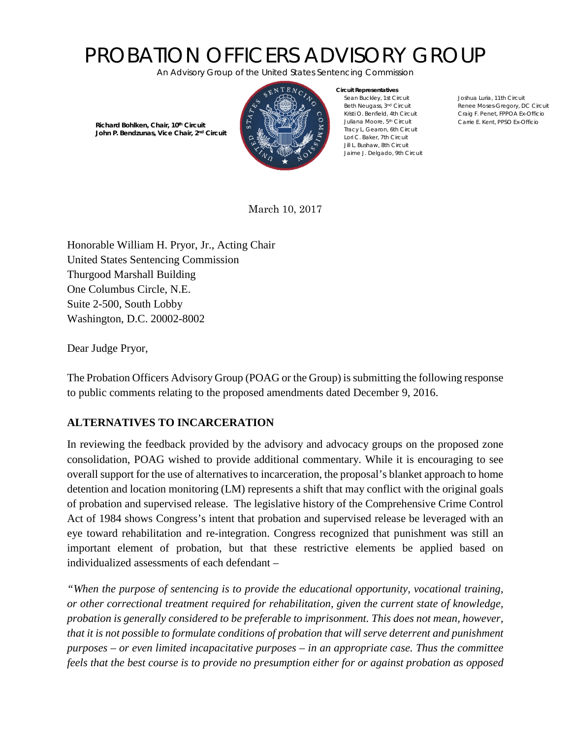# PROBATION OFFICERS ADVISORY GROUP

An Advisory Group of the United States Sentencing Commission

**Richard Bohlken, Chair, 10th Circuit**
**John P. Bendzunas, Vice Chair, 2nd Circuit**

**Circuit Representatives**
Sean Buckley, 1st Circuit
Beth Neugass, 3rd Circuit
Kristi O. Benfield, 4th Circuit
Juliana Moore, 5th Circuit
Tracy L. Gearon, 6th Circuit
Lori C. Baker, 7th Circuit
Jill L. Bushaw, 8th Circuit
Jaime J. Delgado, 9th Circuit
Joshua Luria, 11th Circuit
Renee Moses-Gregory, DC Circuit
Craig F. Penet, FPPOA Ex-Officio
Carrie E. Kent, PPSO Ex-Officio

March 10, 2017

Honorable William H. Pryor, Jr., Acting Chair
United States Sentencing Commission
Thurgood Marshall Building
One Columbus Circle, N.E.
Suite 2-500, South Lobby
Washington, D.C. 20002-8002

Dear Judge Pryor,

The Probation Officers Advisory Group (POAG or the Group) is submitting the following response to public comments relating to the proposed amendments dated December 9, 2016.

## ALTERNATIVES TO INCARCERATION

In reviewing the feedback provided by the advisory and advocacy groups on the proposed zone consolidation, POAG wished to provide additional commentary. While it is encouraging to see overall support for the use of alternatives to incarceration, the proposal's blanket approach to home detention and location monitoring (LM) represents a shift that may conflict with the original goals of probation and supervised release. The legislative history of the Comprehensive Crime Control Act of 1984 shows Congress's intent that probation and supervised release be leveraged with an eye toward rehabilitation and re-integration. Congress recognized that punishment was still an important element of probation, but that these restrictive elements be applied based on individualized assessments of each defendant –

*"When the purpose of sentencing is to provide the educational opportunity, vocational training, or other correctional treatment required for rehabilitation, given the current state of knowledge, probation is generally considered to be preferable to imprisonment. This does not mean, however, that it is not possible to formulate conditions of probation that will serve deterrent and punishment purposes – or even limited incapacitative purposes – in an appropriate case. Thus the committee feels that the best course is to provide no presumption either for or against probation as opposed*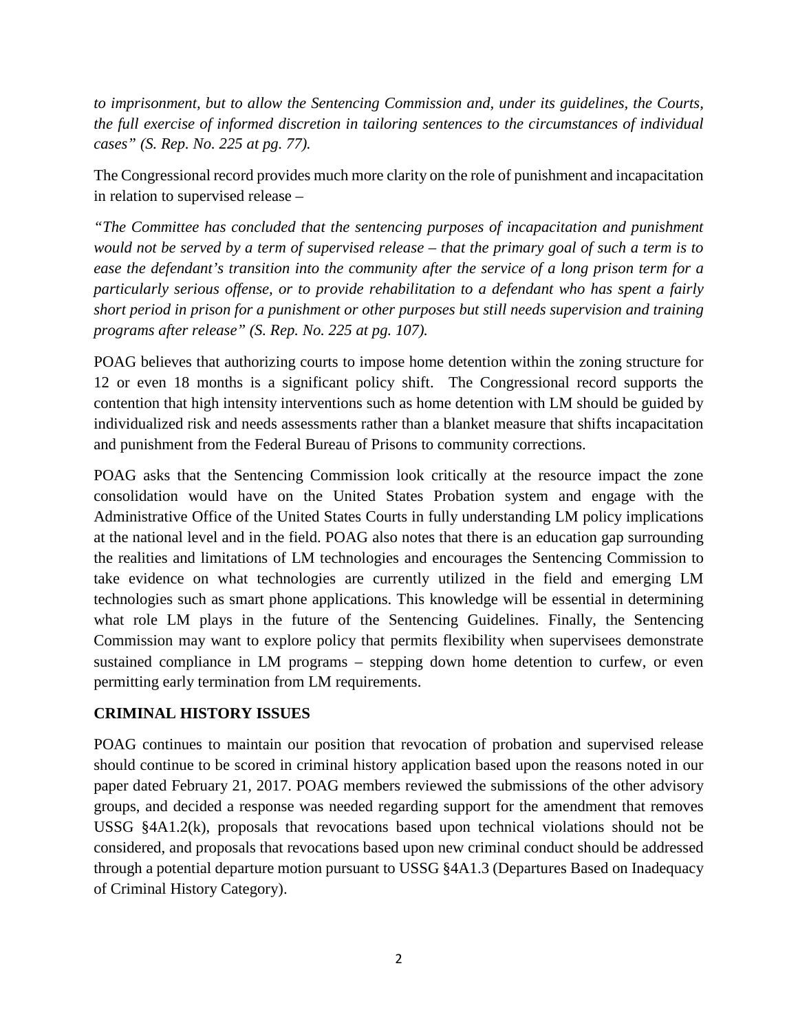*to imprisonment, but to allow the Sentencing Commission and, under its guidelines, the Courts, the full exercise of informed discretion in tailoring sentences to the circumstances of individual cases" (S. Rep. No. 225 at pg. 77).*

The Congressional record provides much more clarity on the role of punishment and incapacitation in relation to supervised release –

*"The Committee has concluded that the sentencing purposes of incapacitation and punishment would not be served by a term of supervised release – that the primary goal of such a term is to ease the defendant's transition into the community after the service of a long prison term for a particularly serious offense, or to provide rehabilitation to a defendant who has spent a fairly short period in prison for a punishment or other purposes but still needs supervision and training programs after release" (S. Rep. No. 225 at pg. 107).*

POAG believes that authorizing courts to impose home detention within the zoning structure for 12 or even 18 months is a significant policy shift. The Congressional record supports the contention that high intensity interventions such as home detention with LM should be guided by individualized risk and needs assessments rather than a blanket measure that shifts incapacitation and punishment from the Federal Bureau of Prisons to community corrections.

POAG asks that the Sentencing Commission look critically at the resource impact the zone consolidation would have on the United States Probation system and engage with the Administrative Office of the United States Courts in fully understanding LM policy implications at the national level and in the field. POAG also notes that there is an education gap surrounding the realities and limitations of LM technologies and encourages the Sentencing Commission to take evidence on what technologies are currently utilized in the field and emerging LM technologies such as smart phone applications. This knowledge will be essential in determining what role LM plays in the future of the Sentencing Guidelines. Finally, the Sentencing Commission may want to explore policy that permits flexibility when supervisees demonstrate sustained compliance in LM programs – stepping down home detention to curfew, or even permitting early termination from LM requirements.

## CRIMINAL HISTORY ISSUES

POAG continues to maintain our position that revocation of probation and supervised release should continue to be scored in criminal history application based upon the reasons noted in our paper dated February 21, 2017. POAG members reviewed the submissions of the other advisory groups, and decided a response was needed regarding support for the amendment that removes USSG §4A1.2(k), proposals that revocations based upon technical violations should not be considered, and proposals that revocations based upon new criminal conduct should be addressed through a potential departure motion pursuant to USSG §4A1.3 (Departures Based on Inadequacy of Criminal History Category).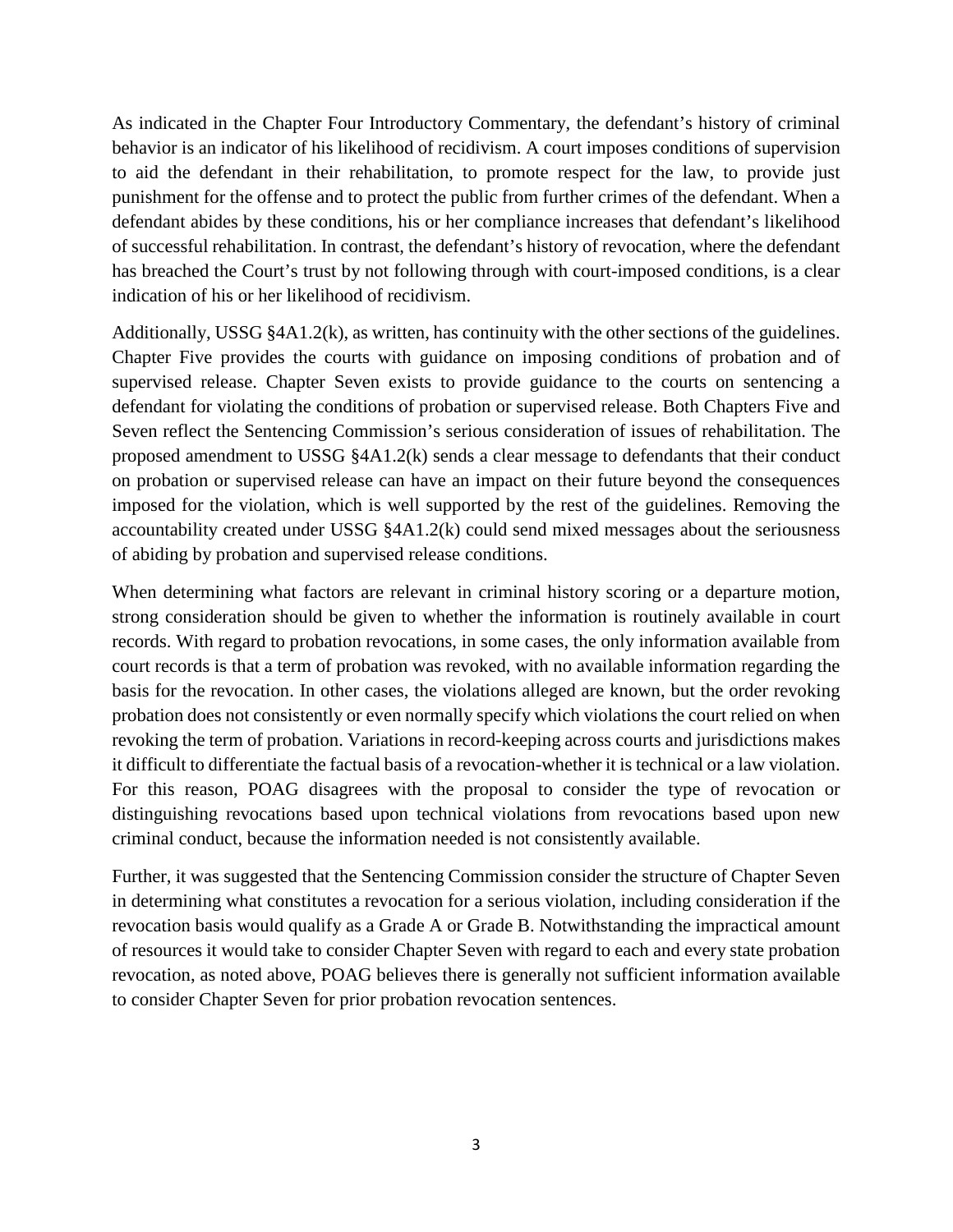As indicated in the Chapter Four Introductory Commentary, the defendant's history of criminal behavior is an indicator of his likelihood of recidivism. A court imposes conditions of supervision to aid the defendant in their rehabilitation, to promote respect for the law, to provide just punishment for the offense and to protect the public from further crimes of the defendant. When a defendant abides by these conditions, his or her compliance increases that defendant's likelihood of successful rehabilitation. In contrast, the defendant's history of revocation, where the defendant has breached the Court's trust by not following through with court-imposed conditions, is a clear indication of his or her likelihood of recidivism.

Additionally, USSG §4A1.2(k), as written, has continuity with the other sections of the guidelines. Chapter Five provides the courts with guidance on imposing conditions of probation and of supervised release. Chapter Seven exists to provide guidance to the courts on sentencing a defendant for violating the conditions of probation or supervised release. Both Chapters Five and Seven reflect the Sentencing Commission's serious consideration of issues of rehabilitation. The proposed amendment to USSG §4A1.2(k) sends a clear message to defendants that their conduct on probation or supervised release can have an impact on their future beyond the consequences imposed for the violation, which is well supported by the rest of the guidelines. Removing the accountability created under USSG §4A1.2(k) could send mixed messages about the seriousness of abiding by probation and supervised release conditions.

When determining what factors are relevant in criminal history scoring or a departure motion, strong consideration should be given to whether the information is routinely available in court records. With regard to probation revocations, in some cases, the only information available from court records is that a term of probation was revoked, with no available information regarding the basis for the revocation. In other cases, the violations alleged are known, but the order revoking probation does not consistently or even normally specify which violations the court relied on when revoking the term of probation. Variations in record-keeping across courts and jurisdictions makes it difficult to differentiate the factual basis of a revocation-whether it is technical or a law violation. For this reason, POAG disagrees with the proposal to consider the type of revocation or distinguishing revocations based upon technical violations from revocations based upon new criminal conduct, because the information needed is not consistently available.

Further, it was suggested that the Sentencing Commission consider the structure of Chapter Seven in determining what constitutes a revocation for a serious violation, including consideration if the revocation basis would qualify as a Grade A or Grade B. Notwithstanding the impractical amount of resources it would take to consider Chapter Seven with regard to each and every state probation revocation, as noted above, POAG believes there is generally not sufficient information available to consider Chapter Seven for prior probation revocation sentences.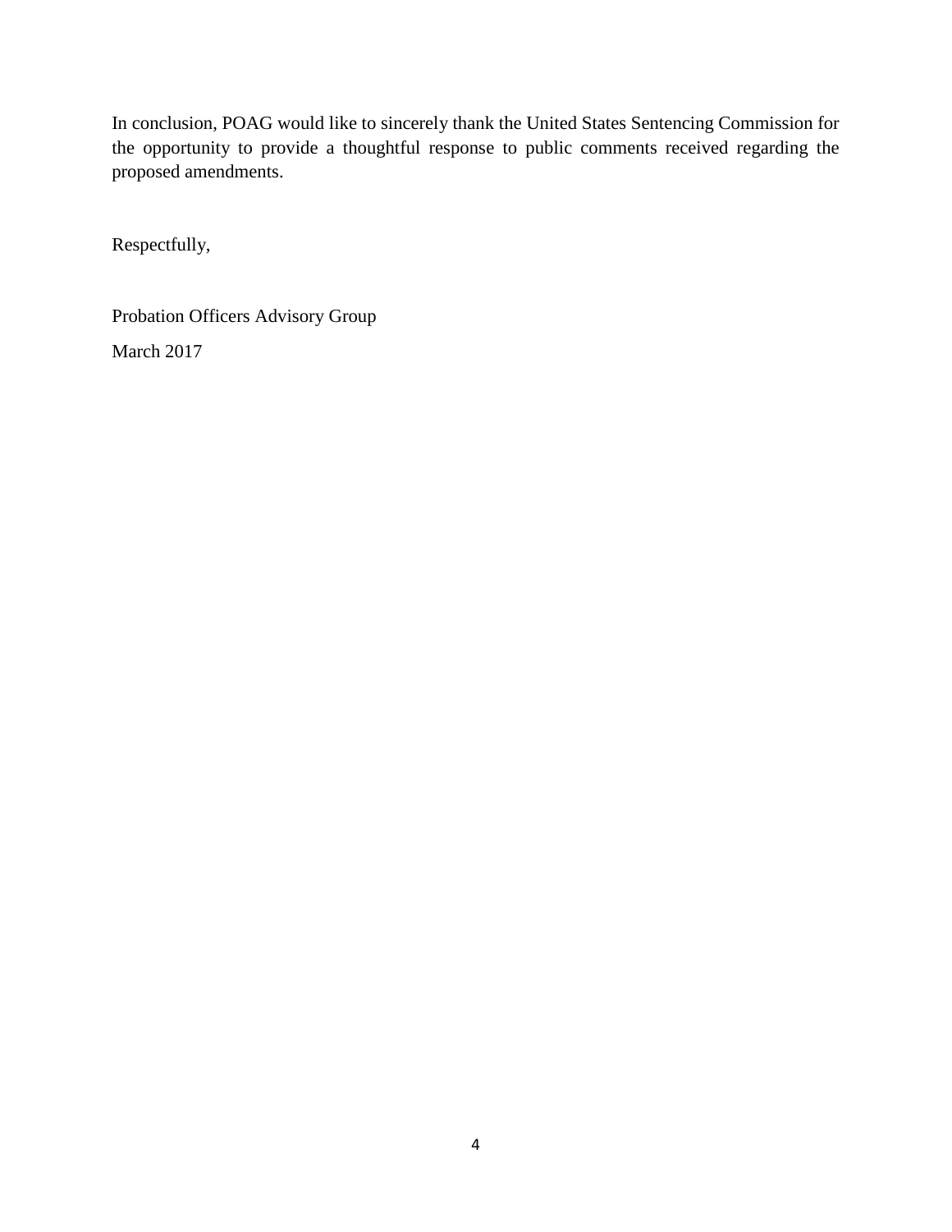In conclusion, POAG would like to sincerely thank the United States Sentencing Commission for the opportunity to provide a thoughtful response to public comments received regarding the proposed amendments.

Respectfully,

Probation Officers Advisory Group

March 2017